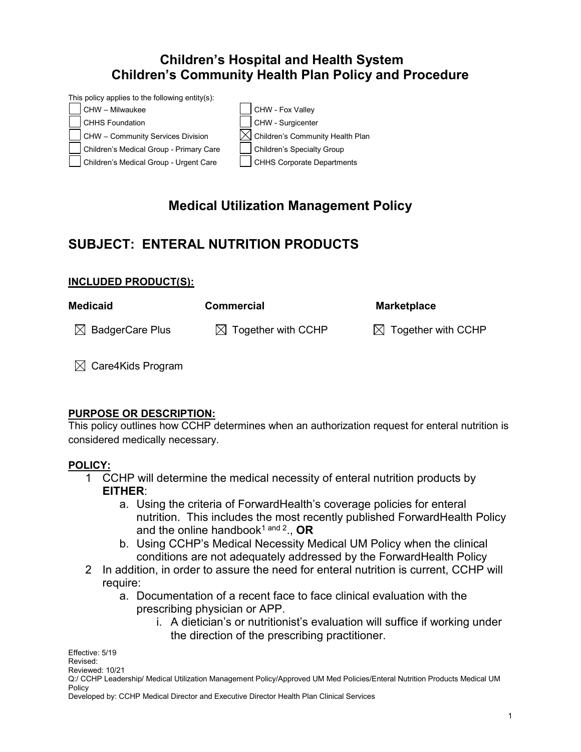# Children's Hospital and Health System
# Children's Community Health Plan Policy and Procedure

This policy applies to the following entity(s):

- [ ] CHW – Milwaukee
- [ ] CHHS Foundation
- [ ] CHW – Community Services Division
- [ ] Children's Medical Group - Primary Care
- [ ] Children's Medical Group - Urgent Care
- [ ] CHW - Fox Valley
- [ ] CHW - Surgicenter
- [x] Children's Community Health Plan
- [ ] Children's Specialty Group
- [ ] CHHS Corporate Departments

## Medical Utilization Management Policy

## SUBJECT: ENTERAL NUTRITION PRODUCTS

**INCLUDED PRODUCT(S):**

| **Medicaid** | **Commercial** | **Marketplace** |
|---|---|---|
| ☒ BadgerCare Plus | ☒ Together with CCHP | ☒ Together with CCHP |
| ☒ Care4Kids Program | | |

**PURPOSE OR DESCRIPTION:**

This policy outlines how CCHP determines when an authorization request for enteral nutrition is considered medically necessary.

**POLICY:**

1. CCHP will determine the medical necessity of enteral nutrition products by **EITHER**:
   a. Using the criteria of ForwardHealth's coverage policies for enteral nutrition. This includes the most recently published ForwardHealth Policy and the online handbook[1 and 2]., **OR**
   b. Using CCHP's Medical Necessity Medical UM Policy when the clinical conditions are not adequately addressed by the ForwardHealth Policy
2. In addition, in order to assure the need for enteral nutrition is current, CCHP will require:
   a. Documentation of a recent face to face clinical evaluation with the prescribing physician or APP.
      i. A dietician's or nutritionist's evaluation will suffice if working under the direction of the prescribing practitioner.

Effective: 5/19
Revised:
Reviewed: 10/21
Q:/ CCHP Leadership/ Medical Utilization Management Policy/Approved UM Med Policies/Enteral Nutrition Products Medical UM Policy
Developed by: CCHP Medical Director and Executive Director Health Plan Clinical Services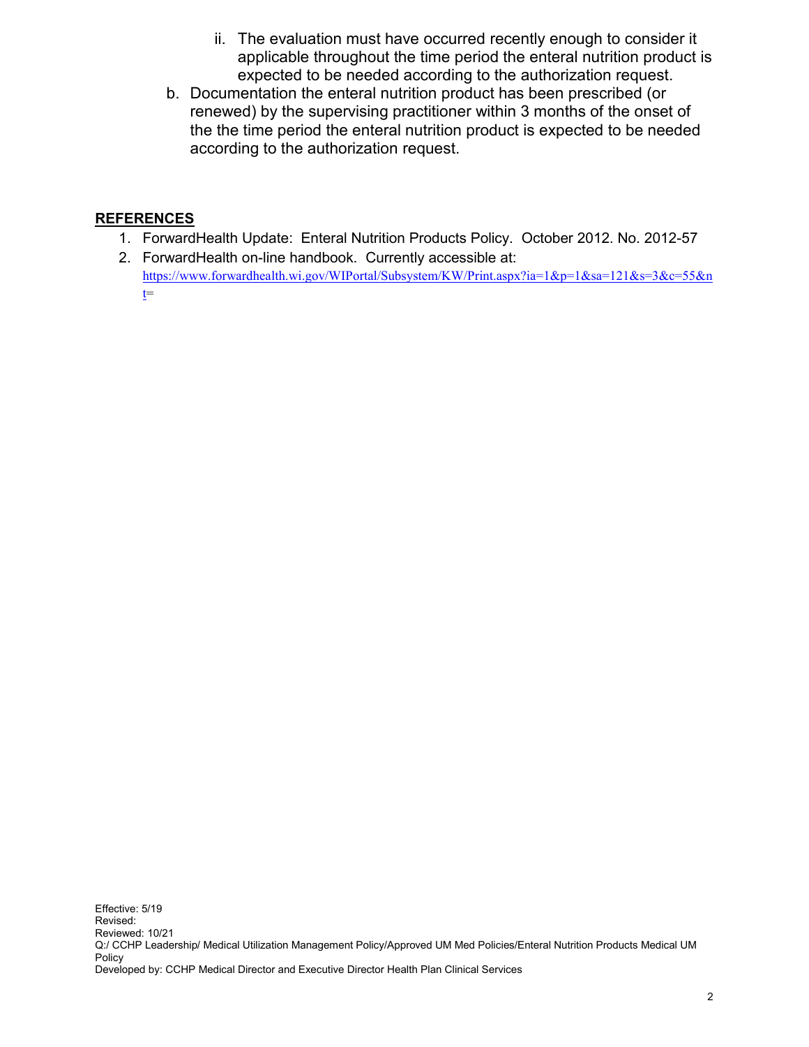ii. The evaluation must have occurred recently enough to consider it applicable throughout the time period the enteral nutrition product is expected to be needed according to the authorization request.

b. Documentation the enteral nutrition product has been prescribed (or renewed) by the supervising practitioner within 3 months of the onset of the the time period the enteral nutrition product is expected to be needed according to the authorization request.

## REFERENCES

1. ForwardHealth Update: Enteral Nutrition Products Policy. October 2012. No. 2012-57
2. ForwardHealth on-line handbook. Currently accessible at: https://www.forwardhealth.wi.gov/WIPortal/Subsystem/KW/Print.aspx?ia=1&p=1&sa=121&s=3&c=55&nt=

Effective: 5/19
Revised:
Reviewed: 10/21
Q:/ CCHP Leadership/ Medical Utilization Management Policy/Approved UM Med Policies/Enteral Nutrition Products Medical UM Policy
Developed by: CCHP Medical Director and Executive Director Health Plan Clinical Services